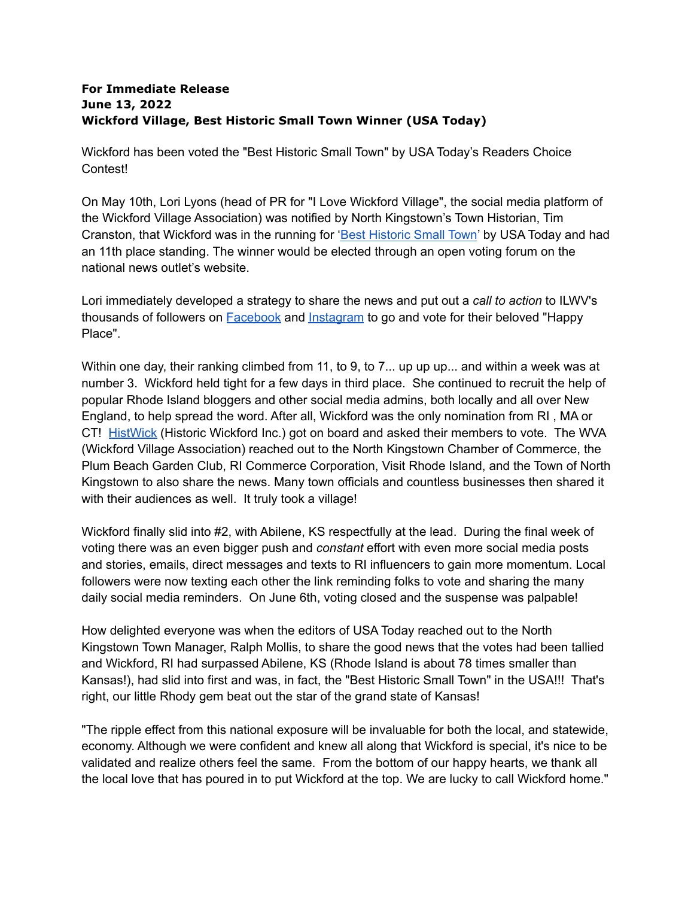**For Immediate Release**
**June 13, 2022**
**Wickford Village, Best Historic Small Town Winner (USA Today)**

Wickford has been voted the "Best Historic Small Town" by USA Today's Readers Choice Contest!

On May 10th, Lori Lyons (head of PR for "I Love Wickford Village", the social media platform of the Wickford Village Association) was notified by North Kingstown's Town Historian, Tim Cranston, that Wickford was in the running for 'Best Historic Small Town' by USA Today and had an 11th place standing. The winner would be elected through an open voting forum on the national news outlet's website.

Lori immediately developed a strategy to share the news and put out a *call to action* to ILWV's thousands of followers on Facebook and Instagram to go and vote for their beloved "Happy Place".

Within one day, their ranking climbed from 11, to 9, to 7... up up up... and within a week was at number 3. Wickford held tight for a few days in third place. She continued to recruit the help of popular Rhode Island bloggers and other social media admins, both locally and all over New England, to help spread the word. After all, Wickford was the only nomination from RI , MA or CT! HistWick (Historic Wickford Inc.) got on board and asked their members to vote. The WVA (Wickford Village Association) reached out to the North Kingstown Chamber of Commerce, the Plum Beach Garden Club, RI Commerce Corporation, Visit Rhode Island, and the Town of North Kingstown to also share the news. Many town officials and countless businesses then shared it with their audiences as well. It truly took a village!

Wickford finally slid into #2, with Abilene, KS respectfully at the lead. During the final week of voting there was an even bigger push and *constant* effort with even more social media posts and stories, emails, direct messages and texts to RI influencers to gain more momentum. Local followers were now texting each other the link reminding folks to vote and sharing the many daily social media reminders. On June 6th, voting closed and the suspense was palpable!

How delighted everyone was when the editors of USA Today reached out to the North Kingstown Town Manager, Ralph Mollis, to share the good news that the votes had been tallied and Wickford, RI had surpassed Abilene, KS (Rhode Island is about 78 times smaller than Kansas!), had slid into first and was, in fact, the "Best Historic Small Town" in the USA!!! That's right, our little Rhody gem beat out the star of the grand state of Kansas!

"The ripple effect from this national exposure will be invaluable for both the local, and statewide, economy. Although we were confident and knew all along that Wickford is special, it's nice to be validated and realize others feel the same. From the bottom of our happy hearts, we thank all the local love that has poured in to put Wickford at the top. We are lucky to call Wickford home."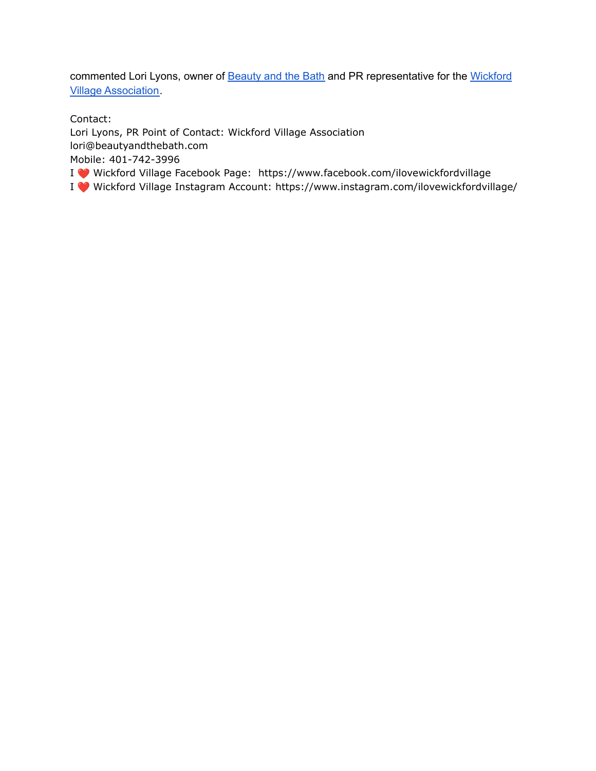commented Lori Lyons, owner of [Beauty and the Bath] and PR representative for the [Wickford Village Association].

Contact:
Lori Lyons, PR Point of Contact: Wickford Village Association
lori@beautyandthebath.com
Mobile: 401-742-3996
I ❤️ Wickford Village Facebook Page: https://www.facebook.com/ilovewickfordvillage
I ❤️ Wickford Village Instagram Account: https://www.instagram.com/ilovewickfordvillage/